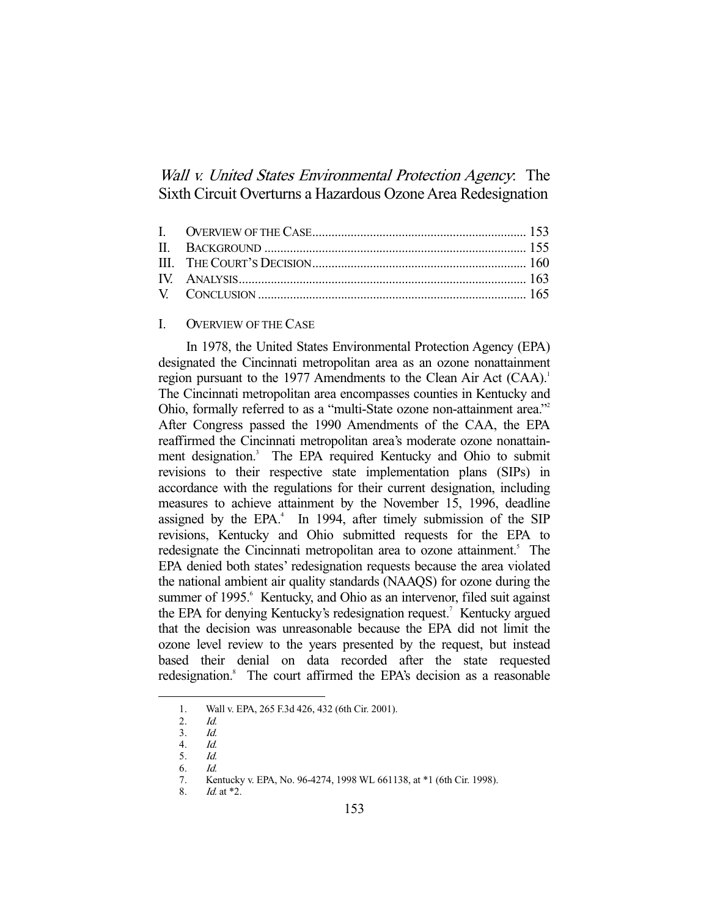# *Wall v. United States Environmental Protection Agency*: The Sixth Circuit Overturns a Hazardous Ozone Area Redesignation

I. OVERVIEW OF THE CASE .................................................................. 153
II. BACKGROUND ................................................................................. 155
III. THE COURT'S DECISION .................................................................. 160
IV. ANALYSIS ......................................................................................... 163
V. CONCLUSION ................................................................................... 165

## I. OVERVIEW OF THE CASE

In 1978, the United States Environmental Protection Agency (EPA) designated the Cincinnati metropolitan area as an ozone nonattainment region pursuant to the 1977 Amendments to the Clean Air Act (CAA).[1] The Cincinnati metropolitan area encompasses counties in Kentucky and Ohio, formally referred to as a "multi-State ozone non-attainment area."[2] After Congress passed the 1990 Amendments of the CAA, the EPA reaffirmed the Cincinnati metropolitan area's moderate ozone nonattainment designation.[3] The EPA required Kentucky and Ohio to submit revisions to their respective state implementation plans (SIPs) in accordance with the regulations for their current designation, including measures to achieve attainment by the November 15, 1996, deadline assigned by the EPA.[4] In 1994, after timely submission of the SIP revisions, Kentucky and Ohio submitted requests for the EPA to redesignate the Cincinnati metropolitan area to ozone attainment.[5] The EPA denied both states' redesignation requests because the area violated the national ambient air quality standards (NAAQS) for ozone during the summer of 1995.[6] Kentucky, and Ohio as an intervenor, filed suit against the EPA for denying Kentucky's redesignation request.[7] Kentucky argued that the decision was unreasonable because the EPA did not limit the ozone level review to the years presented by the request, but instead based their denial on data recorded after the state requested redesignation.[8] The court affirmed the EPA's decision as a reasonable

---

1. Wall v. EPA, 265 F.3d 426, 432 (6th Cir. 2001).
2. *Id.*
3. *Id.*
4. *Id.*
5. *Id.*
6. *Id.*
7. Kentucky v. EPA, No. 96-4274, 1998 WL 661138, at *1 (6th Cir. 1998).
8. *Id.* at *2.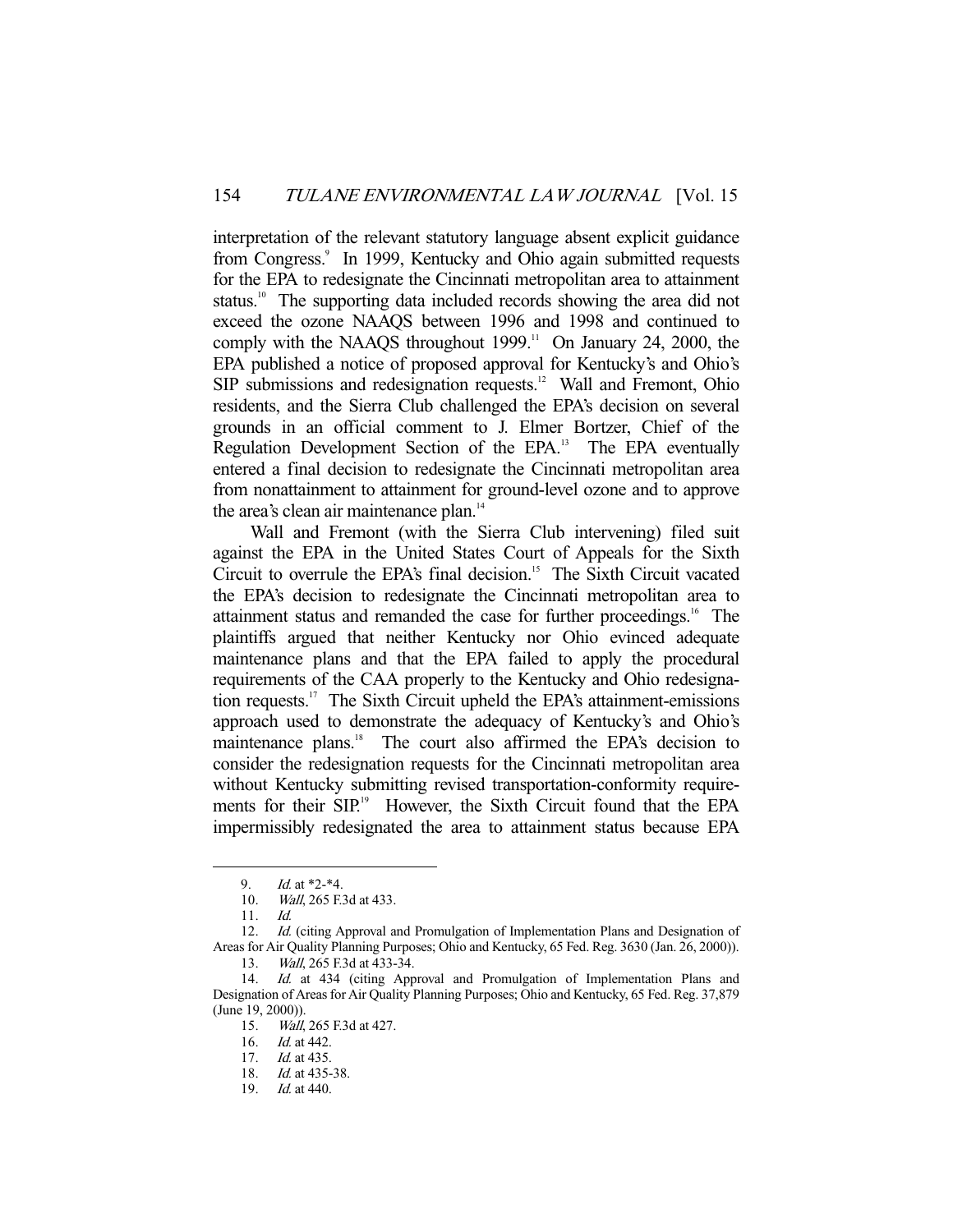interpretation of the relevant statutory language absent explicit guidance from Congress.[9] In 1999, Kentucky and Ohio again submitted requests for the EPA to redesignate the Cincinnati metropolitan area to attainment status.[10] The supporting data included records showing the area did not exceed the ozone NAAQS between 1996 and 1998 and continued to comply with the NAAQS throughout 1999.[11] On January 24, 2000, the EPA published a notice of proposed approval for Kentucky's and Ohio's SIP submissions and redesignation requests.[12] Wall and Fremont, Ohio residents, and the Sierra Club challenged the EPA's decision on several grounds in an official comment to J. Elmer Bortzer, Chief of the Regulation Development Section of the EPA.[13] The EPA eventually entered a final decision to redesignate the Cincinnati metropolitan area from nonattainment to attainment for ground-level ozone and to approve the area's clean air maintenance plan.[14]

Wall and Fremont (with the Sierra Club intervening) filed suit against the EPA in the United States Court of Appeals for the Sixth Circuit to overrule the EPA's final decision.[15] The Sixth Circuit vacated the EPA's decision to redesignate the Cincinnati metropolitan area to attainment status and remanded the case for further proceedings.[16] The plaintiffs argued that neither Kentucky nor Ohio evinced adequate maintenance plans and that the EPA failed to apply the procedural requirements of the CAA properly to the Kentucky and Ohio redesignation requests.[17] The Sixth Circuit upheld the EPA's attainment-emissions approach used to demonstrate the adequacy of Kentucky's and Ohio's maintenance plans.[18] The court also affirmed the EPA's decision to consider the redesignation requests for the Cincinnati metropolitan area without Kentucky submitting revised transportation-conformity requirements for their SIP.[19] However, the Sixth Circuit found that the EPA impermissibly redesignated the area to attainment status because EPA

---

9. *Id.* at \*2-\*4.
10. *Wall*, 265 F.3d at 433.
11. *Id.*
12. *Id.* (citing Approval and Promulgation of Implementation Plans and Designation of Areas for Air Quality Planning Purposes; Ohio and Kentucky, 65 Fed. Reg. 3630 (Jan. 26, 2000)).
13. *Wall*, 265 F.3d at 433-34.
14. *Id.* at 434 (citing Approval and Promulgation of Implementation Plans and Designation of Areas for Air Quality Planning Purposes; Ohio and Kentucky, 65 Fed. Reg. 37,879 (June 19, 2000)).
15. *Wall*, 265 F.3d at 427.
16. *Id.* at 442.
17. *Id.* at 435.
18. *Id.* at 435-38.
19. *Id.* at 440.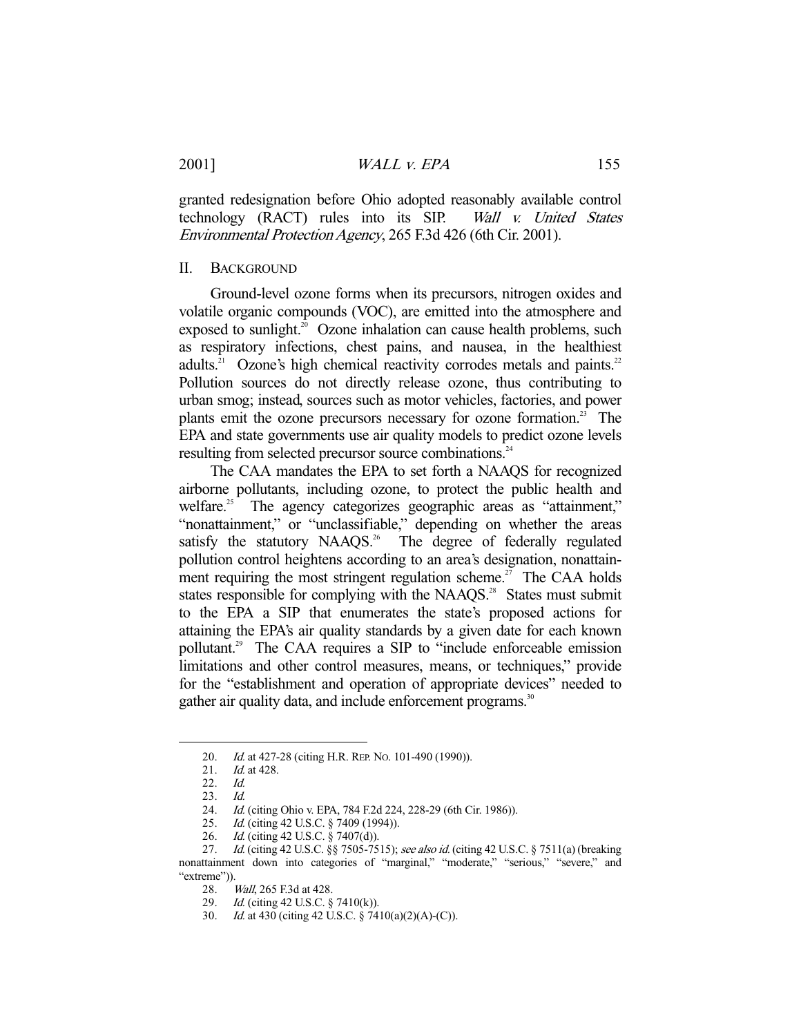granted redesignation before Ohio adopted reasonably available control technology (RACT) rules into its SIP. *Wall v. United States Environmental Protection Agency*, 265 F.3d 426 (6th Cir. 2001).

## II. BACKGROUND

Ground-level ozone forms when its precursors, nitrogen oxides and volatile organic compounds (VOC), are emitted into the atmosphere and exposed to sunlight.[20] Ozone inhalation can cause health problems, such as respiratory infections, chest pains, and nausea, in the healthiest adults.[21] Ozone's high chemical reactivity corrodes metals and paints.[22] Pollution sources do not directly release ozone, thus contributing to urban smog; instead, sources such as motor vehicles, factories, and power plants emit the ozone precursors necessary for ozone formation.[23] The EPA and state governments use air quality models to predict ozone levels resulting from selected precursor source combinations.[24]

The CAA mandates the EPA to set forth a NAAQS for recognized airborne pollutants, including ozone, to protect the public health and welfare.[25] The agency categorizes geographic areas as "attainment," "nonattainment," or "unclassifiable," depending on whether the areas satisfy the statutory NAAQS.[26] The degree of federally regulated pollution control heightens according to an area's designation, nonattainment requiring the most stringent regulation scheme.[27] The CAA holds states responsible for complying with the NAAQS.[28] States must submit to the EPA a SIP that enumerates the state's proposed actions for attaining the EPA's air quality standards by a given date for each known pollutant.[29] The CAA requires a SIP to "include enforceable emission limitations and other control measures, means, or techniques," provide for the "establishment and operation of appropriate devices" needed to gather air quality data, and include enforcement programs.[30]

---

20. *Id.* at 427-28 (citing H.R. REP. NO. 101-490 (1990)).
21. *Id.* at 428.
22. *Id.*
23. *Id.*
24. *Id.* (citing Ohio v. EPA, 784 F.2d 224, 228-29 (6th Cir. 1986)).
25. *Id.* (citing 42 U.S.C. § 7409 (1994)).
26. *Id.* (citing 42 U.S.C. § 7407(d)).
27. *Id.* (citing 42 U.S.C. §§ 7505-7515); *see also id.* (citing 42 U.S.C. § 7511(a) (breaking nonattainment down into categories of "marginal," "moderate," "serious," "severe," and "extreme")).
28. *Wall*, 265 F.3d at 428.
29. *Id.* (citing 42 U.S.C. § 7410(k)).
30. *Id.* at 430 (citing 42 U.S.C. § 7410(a)(2)(A)-(C)).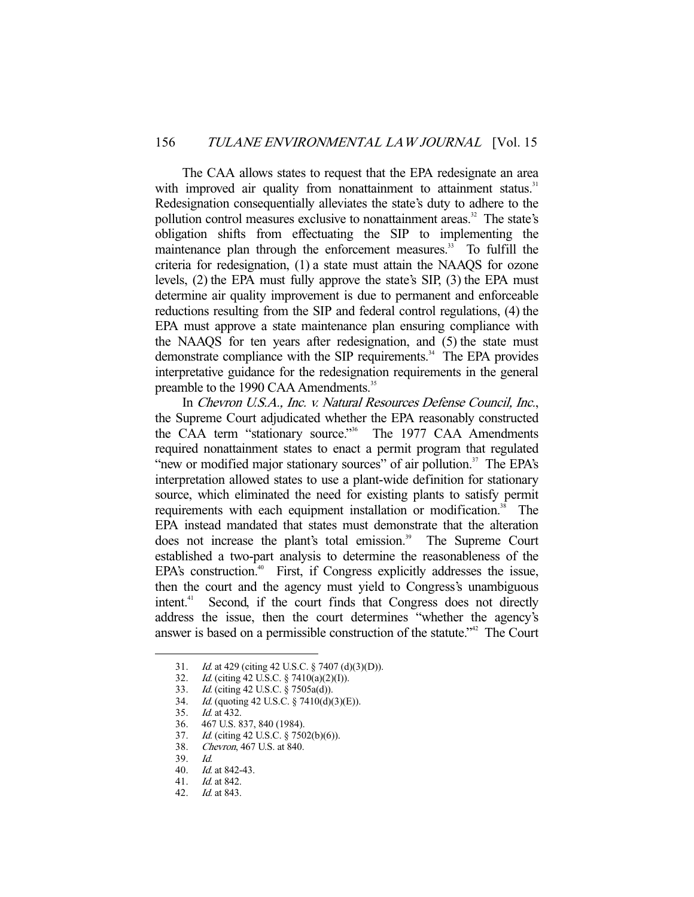The CAA allows states to request that the EPA redesignate an area with improved air quality from nonattainment to attainment status.[31] Redesignation consequentially alleviates the state's duty to adhere to the pollution control measures exclusive to nonattainment areas.[32] The state's obligation shifts from effectuating the SIP to implementing the maintenance plan through the enforcement measures.[33] To fulfill the criteria for redesignation, (1) a state must attain the NAAQS for ozone levels, (2) the EPA must fully approve the state's SIP, (3) the EPA must determine air quality improvement is due to permanent and enforceable reductions resulting from the SIP and federal control regulations, (4) the EPA must approve a state maintenance plan ensuring compliance with the NAAQS for ten years after redesignation, and (5) the state must demonstrate compliance with the SIP requirements.[34] The EPA provides interpretative guidance for the redesignation requirements in the general preamble to the 1990 CAA Amendments.[35]

In *Chevron U.S.A., Inc. v. Natural Resources Defense Council, Inc.*, the Supreme Court adjudicated whether the EPA reasonably constructed the CAA term "stationary source."[36] The 1977 CAA Amendments required nonattainment states to enact a permit program that regulated "new or modified major stationary sources" of air pollution.[37] The EPA's interpretation allowed states to use a plant-wide definition for stationary source, which eliminated the need for existing plants to satisfy permit requirements with each equipment installation or modification.[38] The EPA instead mandated that states must demonstrate that the alteration does not increase the plant's total emission.[39] The Supreme Court established a two-part analysis to determine the reasonableness of the EPA's construction.[40] First, if Congress explicitly addresses the issue, then the court and the agency must yield to Congress's unambiguous intent.[41] Second, if the court finds that Congress does not directly address the issue, then the court determines "whether the agency's answer is based on a permissible construction of the statute."[42] The Court

---

31. *Id.* at 429 (citing 42 U.S.C. § 7407 (d)(3)(D)).
32. *Id.* (citing 42 U.S.C. § 7410(a)(2)(I)).
33. *Id.* (citing 42 U.S.C. § 7505a(d)).
34. *Id.* (quoting 42 U.S.C. § 7410(d)(3)(E)).
35. *Id.* at 432.
36. 467 U.S. 837, 840 (1984).
37. *Id.* (citing 42 U.S.C. § 7502(b)(6)).
38. *Chevron*, 467 U.S. at 840.
39. *Id.*
40. *Id.* at 842-43.
41. *Id.* at 842.
42. *Id.* at 843.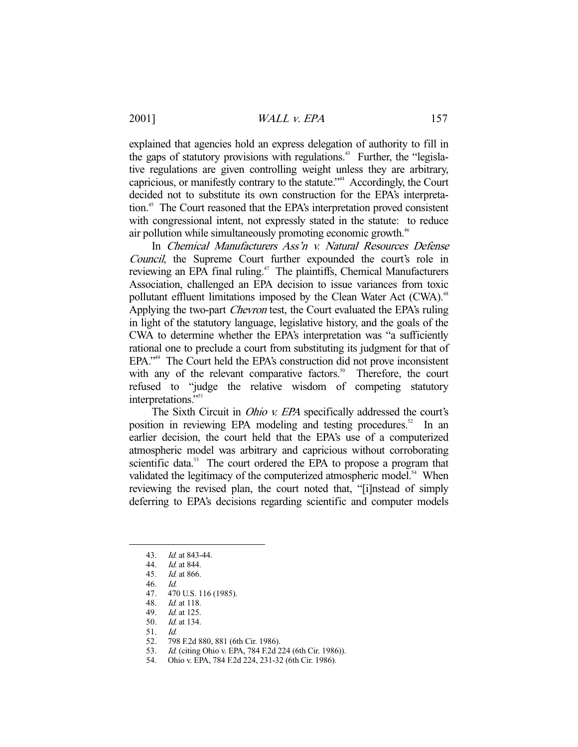explained that agencies hold an express delegation of authority to fill in the gaps of statutory provisions with regulations.[43] Further, the "legislative regulations are given controlling weight unless they are arbitrary, capricious, or manifestly contrary to the statute."[44] Accordingly, the Court decided not to substitute its own construction for the EPA's interpretation.[45] The Court reasoned that the EPA's interpretation proved consistent with congressional intent, not expressly stated in the statute: to reduce air pollution while simultaneously promoting economic growth.[46]

In *Chemical Manufacturers Ass'n v. Natural Resources Defense Council*, the Supreme Court further expounded the court's role in reviewing an EPA final ruling.[47] The plaintiffs, Chemical Manufacturers Association, challenged an EPA decision to issue variances from toxic pollutant effluent limitations imposed by the Clean Water Act (CWA).[48] Applying the two-part *Chevron* test, the Court evaluated the EPA's ruling in light of the statutory language, legislative history, and the goals of the CWA to determine whether the EPA's interpretation was "a sufficiently rational one to preclude a court from substituting its judgment for that of EPA."[49] The Court held the EPA's construction did not prove inconsistent with any of the relevant comparative factors.[50] Therefore, the court refused to "judge the relative wisdom of competing statutory interpretations."[51]

The Sixth Circuit in *Ohio v. EPA* specifically addressed the court's position in reviewing EPA modeling and testing procedures.[52] In an earlier decision, the court held that the EPA's use of a computerized atmospheric model was arbitrary and capricious without corroborating scientific data.[53] The court ordered the EPA to propose a program that validated the legitimacy of the computerized atmospheric model.[54] When reviewing the revised plan, the court noted that, "[i]nstead of simply deferring to EPA's decisions regarding scientific and computer models

---

43. *Id.* at 843-44.
44. *Id.* at 844.
45. *Id.* at 866.
46. *Id.*
47. 470 U.S. 116 (1985).
48. *Id.* at 118.
49. *Id.* at 125.
50. *Id.* at 134.
51. *Id.*
52. 798 F.2d 880, 881 (6th Cir. 1986).
53. *Id.* (citing Ohio v. EPA, 784 F.2d 224 (6th Cir. 1986)).
54. Ohio v. EPA, 784 F.2d 224, 231-32 (6th Cir. 1986).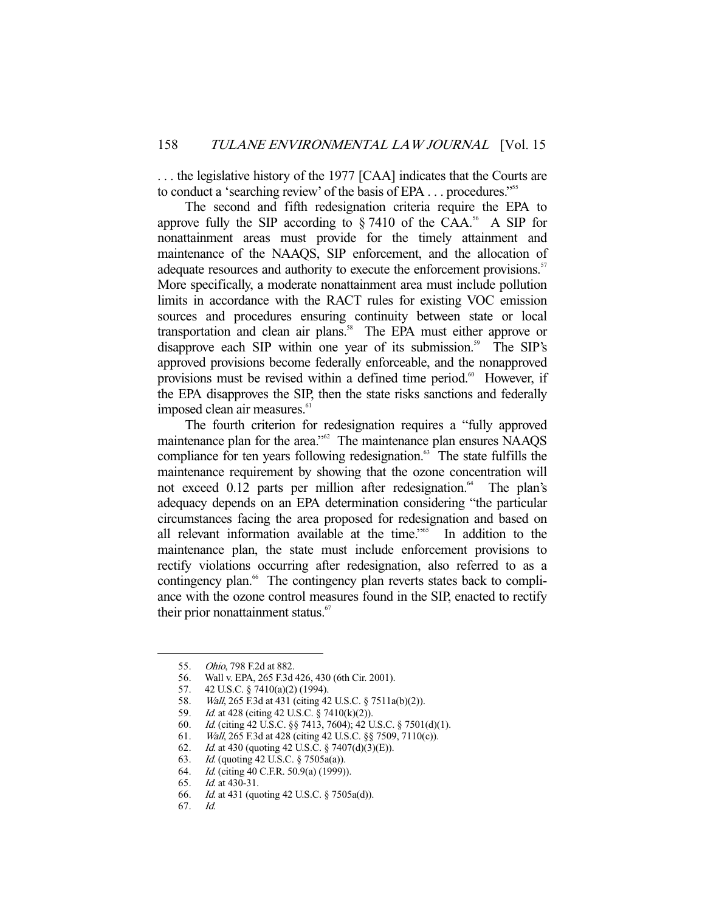. . . the legislative history of the 1977 [CAA] indicates that the Courts are to conduct a 'searching review' of the basis of EPA . . . procedures."[55]

The second and fifth redesignation criteria require the EPA to approve fully the SIP according to § 7410 of the CAA.[56] A SIP for nonattainment areas must provide for the timely attainment and maintenance of the NAAQS, SIP enforcement, and the allocation of adequate resources and authority to execute the enforcement provisions.[57] More specifically, a moderate nonattainment area must include pollution limits in accordance with the RACT rules for existing VOC emission sources and procedures ensuring continuity between state or local transportation and clean air plans.[58] The EPA must either approve or disapprove each SIP within one year of its submission.[59] The SIP's approved provisions become federally enforceable, and the nonapproved provisions must be revised within a defined time period.[60] However, if the EPA disapproves the SIP, then the state risks sanctions and federally imposed clean air measures.[61]

The fourth criterion for redesignation requires a "fully approved maintenance plan for the area."[62] The maintenance plan ensures NAAQS compliance for ten years following redesignation.[63] The state fulfills the maintenance requirement by showing that the ozone concentration will not exceed 0.12 parts per million after redesignation.[64] The plan's adequacy depends on an EPA determination considering "the particular circumstances facing the area proposed for redesignation and based on all relevant information available at the time."[65] In addition to the maintenance plan, the state must include enforcement provisions to rectify violations occurring after redesignation, also referred to as a contingency plan.[66] The contingency plan reverts states back to compliance with the ozone control measures found in the SIP, enacted to rectify their prior nonattainment status.[67]

---

55. *Ohio*, 798 F.2d at 882.
56. Wall v. EPA, 265 F.3d 426, 430 (6th Cir. 2001).
57. 42 U.S.C. § 7410(a)(2) (1994).
58. *Wall*, 265 F.3d at 431 (citing 42 U.S.C. § 7511a(b)(2)).
59. *Id.* at 428 (citing 42 U.S.C. § 7410(k)(2)).
60. *Id.* (citing 42 U.S.C. §§ 7413, 7604); 42 U.S.C. § 7501(d)(1).
61. *Wall*, 265 F.3d at 428 (citing 42 U.S.C. §§ 7509, 7110(c)).
62. *Id.* at 430 (quoting 42 U.S.C. § 7407(d)(3)(E)).
63. *Id.* (quoting 42 U.S.C. § 7505a(a)).
64. *Id.* (citing 40 C.F.R. 50.9(a) (1999)).
65. *Id.* at 430-31.
66. *Id.* at 431 (quoting 42 U.S.C. § 7505a(d)).
67. *Id.*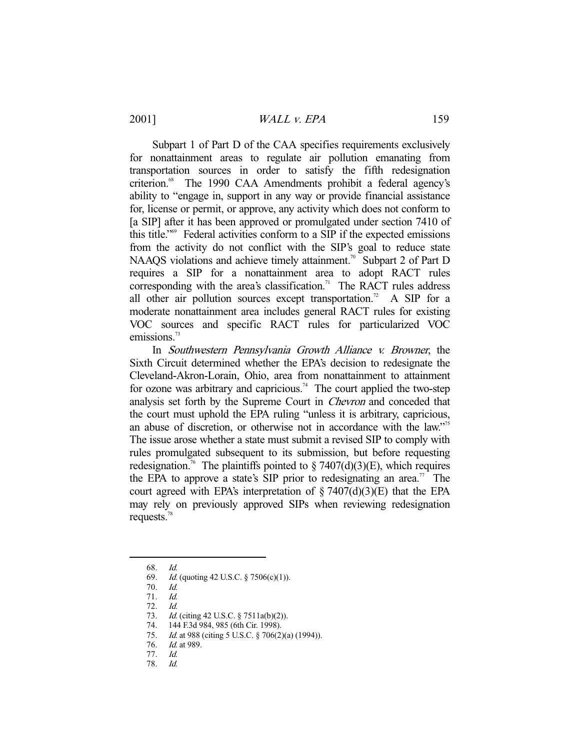Subpart 1 of Part D of the CAA specifies requirements exclusively for nonattainment areas to regulate air pollution emanating from transportation sources in order to satisfy the fifth redesignation criterion.[68] The 1990 CAA Amendments prohibit a federal agency's ability to "engage in, support in any way or provide financial assistance for, license or permit, or approve, any activity which does not conform to [a SIP] after it has been approved or promulgated under section 7410 of this title."[69] Federal activities conform to a SIP if the expected emissions from the activity do not conflict with the SIP's goal to reduce state NAAQS violations and achieve timely attainment.[70] Subpart 2 of Part D requires a SIP for a nonattainment area to adopt RACT rules corresponding with the area's classification.[71] The RACT rules address all other air pollution sources except transportation.[72] A SIP for a moderate nonattainment area includes general RACT rules for existing VOC sources and specific RACT rules for particularized VOC emissions.[73]

In *Southwestern Pennsylvania Growth Alliance v. Browner*, the Sixth Circuit determined whether the EPA's decision to redesignate the Cleveland-Akron-Lorain, Ohio, area from nonattainment to attainment for ozone was arbitrary and capricious.[74] The court applied the two-step analysis set forth by the Supreme Court in *Chevron* and conceded that the court must uphold the EPA ruling "unless it is arbitrary, capricious, an abuse of discretion, or otherwise not in accordance with the law."[75] The issue arose whether a state must submit a revised SIP to comply with rules promulgated subsequent to its submission, but before requesting redesignation.[76] The plaintiffs pointed to § 7407(d)(3)(E), which requires the EPA to approve a state's SIP prior to redesignating an area.[77] The court agreed with EPA's interpretation of § 7407(d)(3)(E) that the EPA may rely on previously approved SIPs when reviewing redesignation requests.[78]

---

68. *Id.*
69. *Id.* (quoting 42 U.S.C. § 7506(c)(1)).
70. *Id.*
71. *Id.*
72. *Id.*
73. *Id.* (citing 42 U.S.C. § 7511a(b)(2)).
74. 144 F.3d 984, 985 (6th Cir. 1998).
75. *Id.* at 988 (citing 5 U.S.C. § 706(2)(a) (1994)).
76. *Id.* at 989.
77. *Id.*
78. *Id.*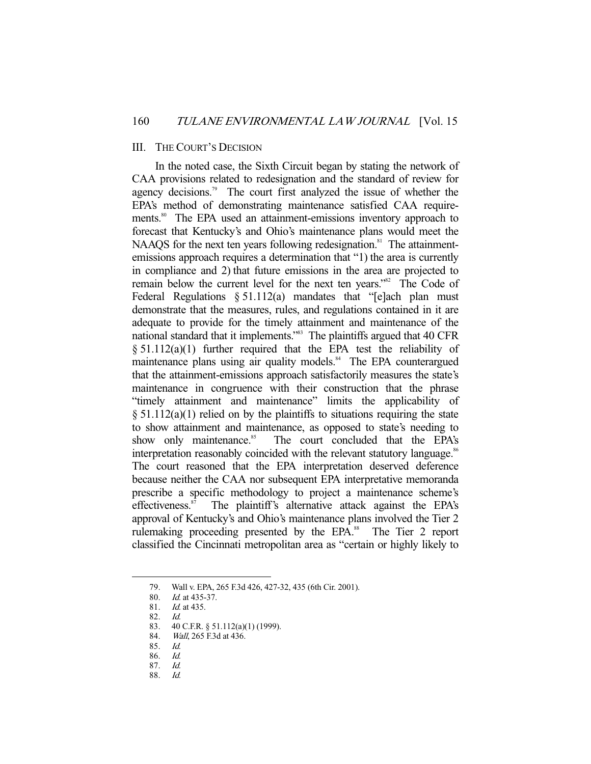## III. THE COURT'S DECISION

In the noted case, the Sixth Circuit began by stating the network of CAA provisions related to redesignation and the standard of review for agency decisions.[79] The court first analyzed the issue of whether the EPA's method of demonstrating maintenance satisfied CAA requirements.[80] The EPA used an attainment-emissions inventory approach to forecast that Kentucky's and Ohio's maintenance plans would meet the NAAQS for the next ten years following redesignation.[81] The attainment-emissions approach requires a determination that "1) the area is currently in compliance and 2) that future emissions in the area are projected to remain below the current level for the next ten years."[82] The Code of Federal Regulations § 51.112(a) mandates that "[e]ach plan must demonstrate that the measures, rules, and regulations contained in it are adequate to provide for the timely attainment and maintenance of the national standard that it implements."[83] The plaintiffs argued that 40 CFR § 51.112(a)(1) further required that the EPA test the reliability of maintenance plans using air quality models.[84] The EPA counterargued that the attainment-emissions approach satisfactorily measures the state's maintenance in congruence with their construction that the phrase "timely attainment and maintenance" limits the applicability of § 51.112(a)(1) relied on by the plaintiffs to situations requiring the state to show attainment and maintenance, as opposed to state's needing to show only maintenance.[85] The court concluded that the EPA's interpretation reasonably coincided with the relevant statutory language.[86] The court reasoned that the EPA interpretation deserved deference because neither the CAA nor subsequent EPA interpretative memoranda prescribe a specific methodology to project a maintenance scheme's effectiveness.[87] The plaintiff's alternative attack against the EPA's approval of Kentucky's and Ohio's maintenance plans involved the Tier 2 rulemaking proceeding presented by the EPA.[88] The Tier 2 report classified the Cincinnati metropolitan area as "certain or highly likely to

---

79. Wall v. EPA, 265 F.3d 426, 427-32, 435 (6th Cir. 2001).
80. *Id.* at 435-37.
81. *Id.* at 435.
82. *Id.*
83. 40 C.F.R. § 51.112(a)(1) (1999).
84. *Wall*, 265 F.3d at 436.
85. *Id.*
86. *Id.*
87. *Id.*
88. *Id.*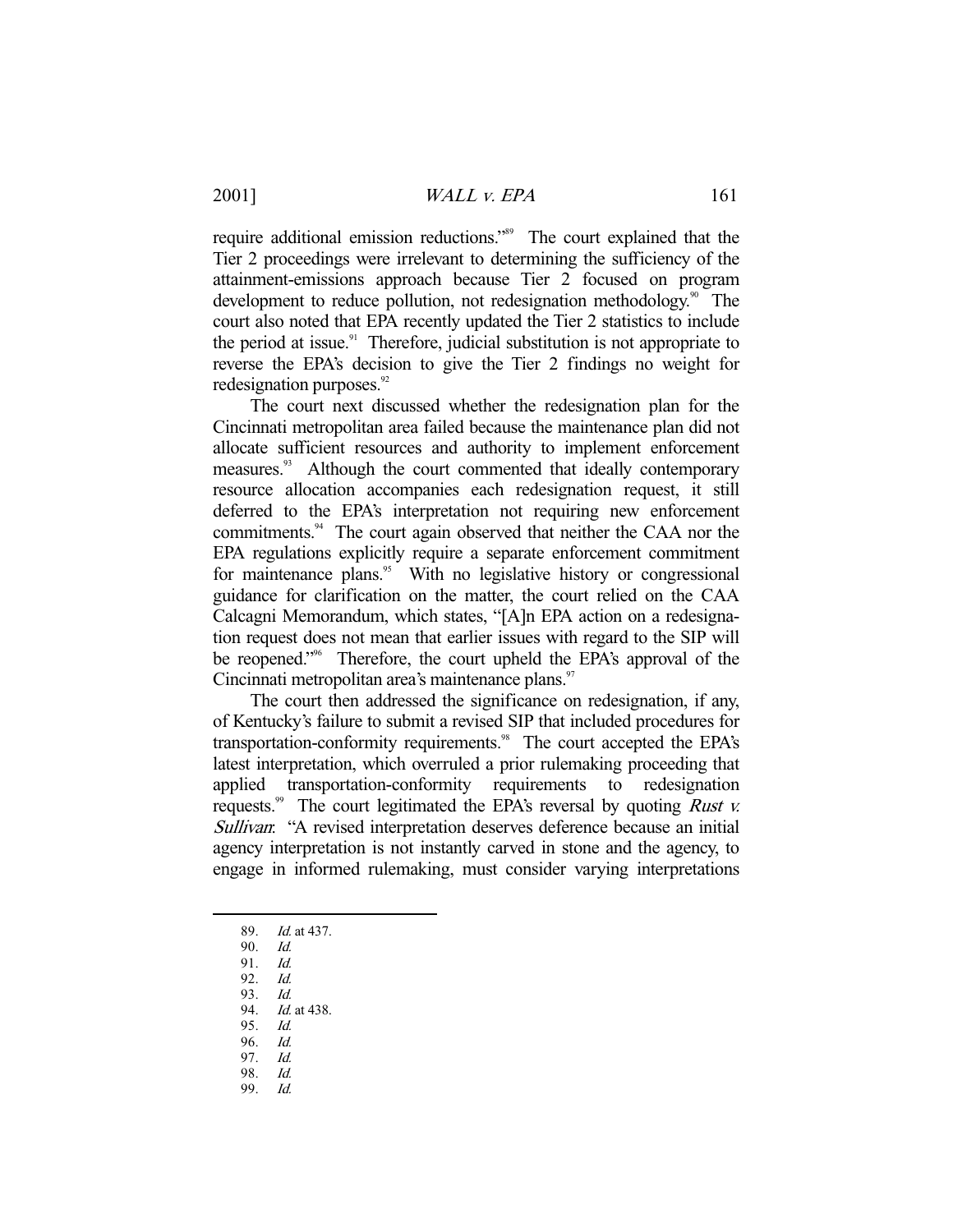require additional emission reductions."[89] The court explained that the Tier 2 proceedings were irrelevant to determining the sufficiency of the attainment-emissions approach because Tier 2 focused on program development to reduce pollution, not redesignation methodology.[90] The court also noted that EPA recently updated the Tier 2 statistics to include the period at issue.[91] Therefore, judicial substitution is not appropriate to reverse the EPA's decision to give the Tier 2 findings no weight for redesignation purposes.[92]

The court next discussed whether the redesignation plan for the Cincinnati metropolitan area failed because the maintenance plan did not allocate sufficient resources and authority to implement enforcement measures.[93] Although the court commented that ideally contemporary resource allocation accompanies each redesignation request, it still deferred to the EPA's interpretation not requiring new enforcement commitments.[94] The court again observed that neither the CAA nor the EPA regulations explicitly require a separate enforcement commitment for maintenance plans.[95] With no legislative history or congressional guidance for clarification on the matter, the court relied on the CAA Calcagni Memorandum, which states, "[A]n EPA action on a redesignation request does not mean that earlier issues with regard to the SIP will be reopened."[96] Therefore, the court upheld the EPA's approval of the Cincinnati metropolitan area's maintenance plans.[97]

The court then addressed the significance on redesignation, if any, of Kentucky's failure to submit a revised SIP that included procedures for transportation-conformity requirements.[98] The court accepted the EPA's latest interpretation, which overruled a prior rulemaking proceeding that applied transportation-conformity requirements to redesignation requests.[99] The court legitimated the EPA's reversal by quoting *Rust v. Sullivan*: "A revised interpretation deserves deference because an initial agency interpretation is not instantly carved in stone and the agency, to engage in informed rulemaking, must consider varying interpretations

---

89. *Id.* at 437.
90. *Id.*
91. *Id.*
92. *Id.*
93. *Id.*
94. *Id.* at 438.
95. *Id.*
96. *Id.*
97. *Id.*
98. *Id.*
99. *Id.*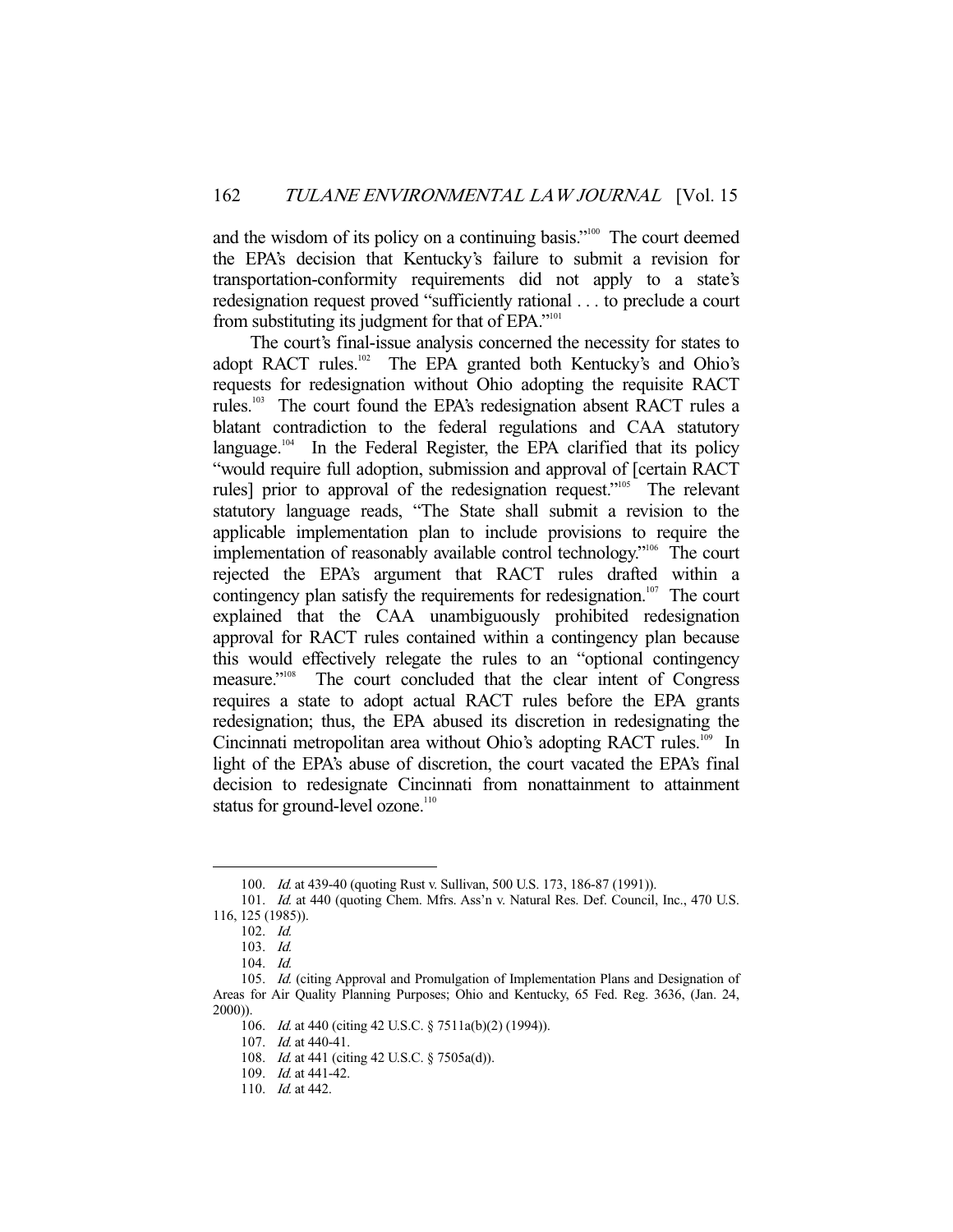and the wisdom of its policy on a continuing basis."[100] The court deemed the EPA's decision that Kentucky's failure to submit a revision for transportation-conformity requirements did not apply to a state's redesignation request proved "sufficiently rational . . . to preclude a court from substituting its judgment for that of EPA."[101]

The court's final-issue analysis concerned the necessity for states to adopt RACT rules.[102] The EPA granted both Kentucky's and Ohio's requests for redesignation without Ohio adopting the requisite RACT rules.[103] The court found the EPA's redesignation absent RACT rules a blatant contradiction to the federal regulations and CAA statutory language.[104] In the Federal Register, the EPA clarified that its policy "would require full adoption, submission and approval of [certain RACT rules] prior to approval of the redesignation request."[105] The relevant statutory language reads, "The State shall submit a revision to the applicable implementation plan to include provisions to require the implementation of reasonably available control technology."[106] The court rejected the EPA's argument that RACT rules drafted within a contingency plan satisfy the requirements for redesignation.[107] The court explained that the CAA unambiguously prohibited redesignation approval for RACT rules contained within a contingency plan because this would effectively relegate the rules to an "optional contingency measure."[108] The court concluded that the clear intent of Congress requires a state to adopt actual RACT rules before the EPA grants redesignation; thus, the EPA abused its discretion in redesignating the Cincinnati metropolitan area without Ohio's adopting RACT rules.[109] In light of the EPA's abuse of discretion, the court vacated the EPA's final decision to redesignate Cincinnati from nonattainment to attainment status for ground-level ozone.[110]

---

100. *Id.* at 439-40 (quoting Rust v. Sullivan, 500 U.S. 173, 186-87 (1991)).

101. *Id.* at 440 (quoting Chem. Mfrs. Ass'n v. Natural Res. Def. Council, Inc., 470 U.S. 116, 125 (1985)).

102. *Id.*

103. *Id.*

104. *Id.*

105. *Id.* (citing Approval and Promulgation of Implementation Plans and Designation of Areas for Air Quality Planning Purposes; Ohio and Kentucky, 65 Fed. Reg. 3636, (Jan. 24, 2000)).

106. *Id.* at 440 (citing 42 U.S.C. § 7511a(b)(2) (1994)).

107. *Id.* at 440-41.

108. *Id.* at 441 (citing 42 U.S.C. § 7505a(d)).

109. *Id.* at 441-42.

110. *Id.* at 442.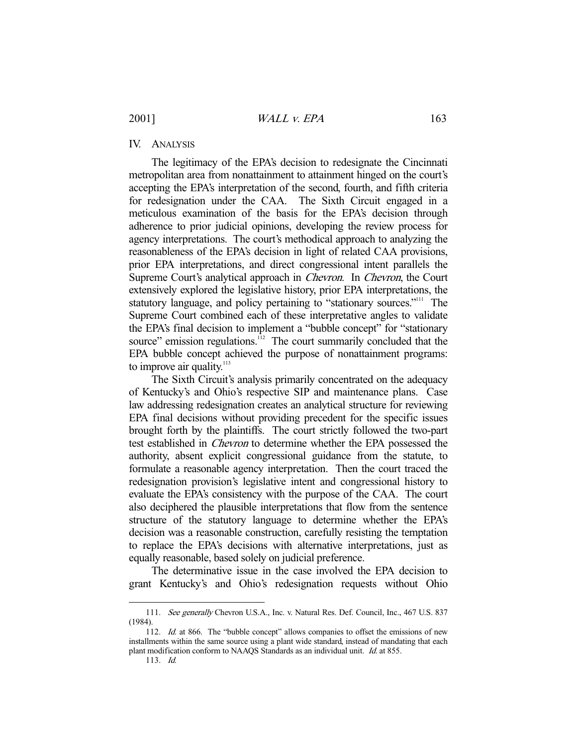## IV. ANALYSIS

The legitimacy of the EPA's decision to redesignate the Cincinnati metropolitan area from nonattainment to attainment hinged on the court's accepting the EPA's interpretation of the second, fourth, and fifth criteria for redesignation under the CAA. The Sixth Circuit engaged in a meticulous examination of the basis for the EPA's decision through adherence to prior judicial opinions, developing the review process for agency interpretations. The court's methodical approach to analyzing the reasonableness of the EPA's decision in light of related CAA provisions, prior EPA interpretations, and direct congressional intent parallels the Supreme Court's analytical approach in *Chevron*. In *Chevron*, the Court extensively explored the legislative history, prior EPA interpretations, the statutory language, and policy pertaining to "stationary sources."[111] The Supreme Court combined each of these interpretative angles to validate the EPA's final decision to implement a "bubble concept" for "stationary source" emission regulations.[112] The court summarily concluded that the EPA bubble concept achieved the purpose of nonattainment programs: to improve air quality.[113]

The Sixth Circuit's analysis primarily concentrated on the adequacy of Kentucky's and Ohio's respective SIP and maintenance plans. Case law addressing redesignation creates an analytical structure for reviewing EPA final decisions without providing precedent for the specific issues brought forth by the plaintiffs. The court strictly followed the two-part test established in *Chevron* to determine whether the EPA possessed the authority, absent explicit congressional guidance from the statute, to formulate a reasonable agency interpretation. Then the court traced the redesignation provision's legislative intent and congressional history to evaluate the EPA's consistency with the purpose of the CAA. The court also deciphered the plausible interpretations that flow from the sentence structure of the statutory language to determine whether the EPA's decision was a reasonable construction, carefully resisting the temptation to replace the EPA's decisions with alternative interpretations, just as equally reasonable, based solely on judicial preference.

The determinative issue in the case involved the EPA decision to grant Kentucky's and Ohio's redesignation requests without Ohio

---

111. *See generally* Chevron U.S.A., Inc. v. Natural Res. Def. Council, Inc., 467 U.S. 837 (1984).

112. *Id.* at 866. The "bubble concept" allows companies to offset the emissions of new installments within the same source using a plant wide standard, instead of mandating that each plant modification conform to NAAQS Standards as an individual unit. *Id.* at 855.

113. *Id.*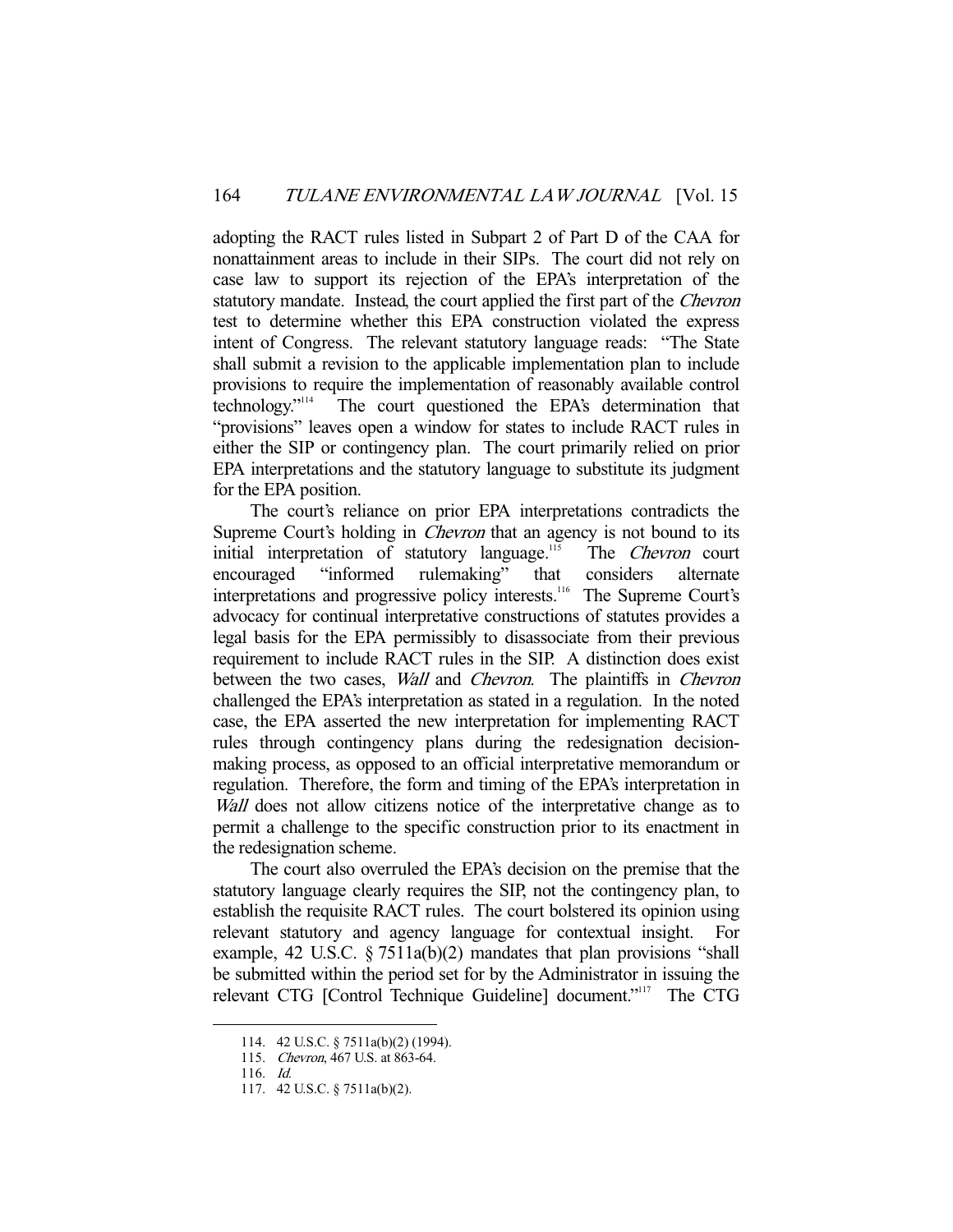adopting the RACT rules listed in Subpart 2 of Part D of the CAA for nonattainment areas to include in their SIPs. The court did not rely on case law to support its rejection of the EPA's interpretation of the statutory mandate. Instead, the court applied the first part of the *Chevron* test to determine whether this EPA construction violated the express intent of Congress. The relevant statutory language reads: "The State shall submit a revision to the applicable implementation plan to include provisions to require the implementation of reasonably available control technology."[114] The court questioned the EPA's determination that "provisions" leaves open a window for states to include RACT rules in either the SIP or contingency plan. The court primarily relied on prior EPA interpretations and the statutory language to substitute its judgment for the EPA position.

The court's reliance on prior EPA interpretations contradicts the Supreme Court's holding in *Chevron* that an agency is not bound to its initial interpretation of statutory language.[115] The *Chevron* court encouraged "informed rulemaking" that considers alternate interpretations and progressive policy interests.[116] The Supreme Court's advocacy for continual interpretative constructions of statutes provides a legal basis for the EPA permissibly to disassociate from their previous requirement to include RACT rules in the SIP. A distinction does exist between the two cases, *Wall* and *Chevron*. The plaintiffs in *Chevron* challenged the EPA's interpretation as stated in a regulation. In the noted case, the EPA asserted the new interpretation for implementing RACT rules through contingency plans during the redesignation decision-making process, as opposed to an official interpretative memorandum or regulation. Therefore, the form and timing of the EPA's interpretation in *Wall* does not allow citizens notice of the interpretative change as to permit a challenge to the specific construction prior to its enactment in the redesignation scheme.

The court also overruled the EPA's decision on the premise that the statutory language clearly requires the SIP, not the contingency plan, to establish the requisite RACT rules. The court bolstered its opinion using relevant statutory and agency language for contextual insight. For example, 42 U.S.C. § 7511a(b)(2) mandates that plan provisions "shall be submitted within the period set for by the Administrator in issuing the relevant CTG [Control Technique Guideline] document."[117] The CTG

---

114. 42 U.S.C. § 7511a(b)(2) (1994).

115. *Chevron*, 467 U.S. at 863-64.

116. *Id.*

117. 42 U.S.C. § 7511a(b)(2).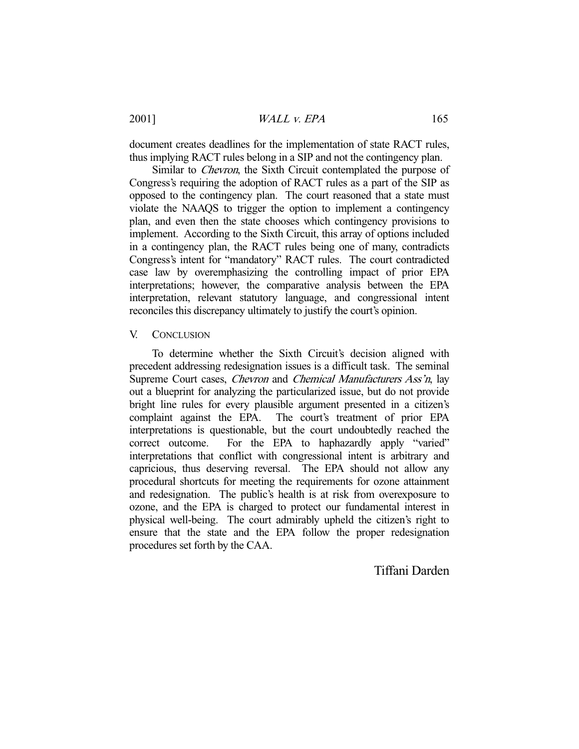document creates deadlines for the implementation of state RACT rules, thus implying RACT rules belong in a SIP and not the contingency plan.

Similar to *Chevron*, the Sixth Circuit contemplated the purpose of Congress's requiring the adoption of RACT rules as a part of the SIP as opposed to the contingency plan. The court reasoned that a state must violate the NAAQS to trigger the option to implement a contingency plan, and even then the state chooses which contingency provisions to implement. According to the Sixth Circuit, this array of options included in a contingency plan, the RACT rules being one of many, contradicts Congress's intent for "mandatory" RACT rules. The court contradicted case law by overemphasizing the controlling impact of prior EPA interpretations; however, the comparative analysis between the EPA interpretation, relevant statutory language, and congressional intent reconciles this discrepancy ultimately to justify the court's opinion.

## V. CONCLUSION

To determine whether the Sixth Circuit's decision aligned with precedent addressing redesignation issues is a difficult task. The seminal Supreme Court cases, *Chevron* and *Chemical Manufacturers Ass'n*, lay out a blueprint for analyzing the particularized issue, but do not provide bright line rules for every plausible argument presented in a citizen's complaint against the EPA. The court's treatment of prior EPA interpretations is questionable, but the court undoubtedly reached the correct outcome. For the EPA to haphazardly apply "varied" interpretations that conflict with congressional intent is arbitrary and capricious, thus deserving reversal. The EPA should not allow any procedural shortcuts for meeting the requirements for ozone attainment and redesignation. The public's health is at risk from overexposure to ozone, and the EPA is charged to protect our fundamental interest in physical well-being. The court admirably upheld the citizen's right to ensure that the state and the EPA follow the proper redesignation procedures set forth by the CAA.

Tiffani Darden